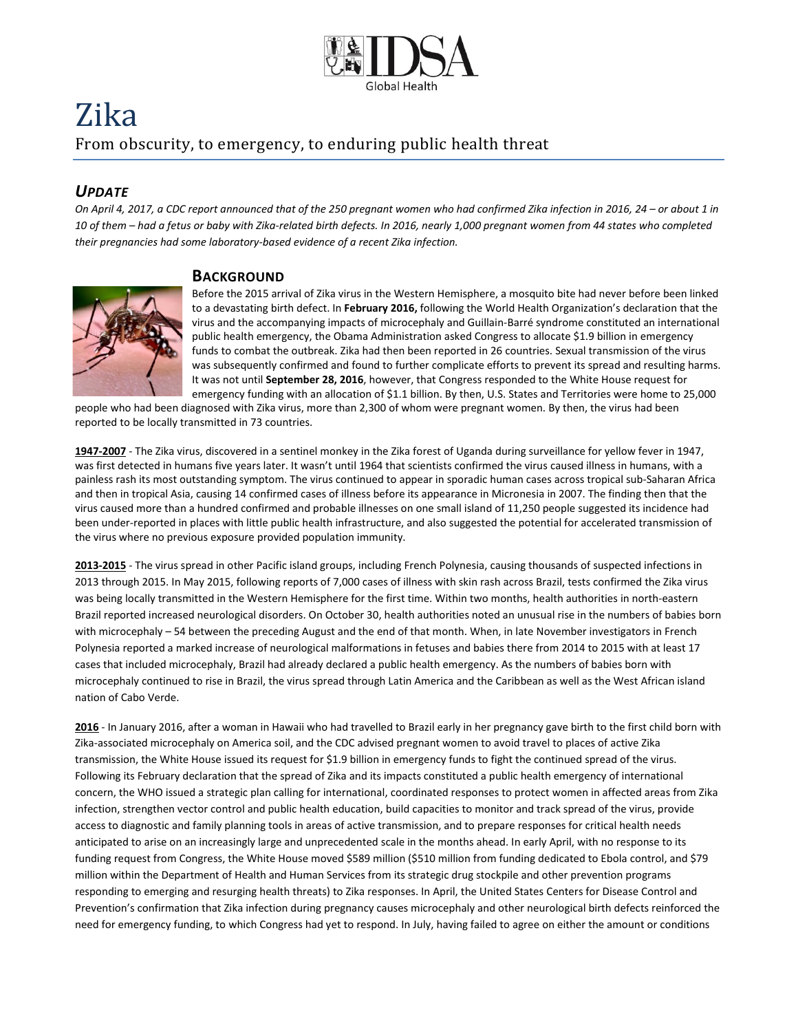IDSA Global Health

# Zika

## From obscurity, to emergency, to enduring public health threat

### *UPDATE*

*On April 4, 2017, a CDC report announced that of the 250 pregnant women who had confirmed Zika infection in 2016, 24 – or about 1 in 10 of them – had a fetus or baby with Zika-related birth defects. In 2016, nearly 1,000 pregnant women from 44 states who completed their pregnancies had some laboratory-based evidence of a recent Zika infection.*

### BACKGROUND

Before the 2015 arrival of Zika virus in the Western Hemisphere, a mosquito bite had never before been linked to a devastating birth defect. In **February 2016,** following the World Health Organization's declaration that the virus and the accompanying impacts of microcephaly and Guillain-Barré syndrome constituted an international public health emergency, the Obama Administration asked Congress to allocate $1.9 billion in emergency funds to combat the outbreak. Zika had then been reported in 26 countries. Sexual transmission of the virus was subsequently confirmed and found to further complicate efforts to prevent its spread and resulting harms. It was not until **September 28, 2016**, however, that Congress responded to the White House request for emergency funding with an allocation of $1.1 billion. By then, U.S. States and Territories were home to 25,000 people who had been diagnosed with Zika virus, more than 2,300 of whom were pregnant women. By then, the virus had been reported to be locally transmitted in 73 countries.

**1947-2007** - The Zika virus, discovered in a sentinel monkey in the Zika forest of Uganda during surveillance for yellow fever in 1947, was first detected in humans five years later. It wasn't until 1964 that scientists confirmed the virus caused illness in humans, with a painless rash its most outstanding symptom. The virus continued to appear in sporadic human cases across tropical sub-Saharan Africa and then in tropical Asia, causing 14 confirmed cases of illness before its appearance in Micronesia in 2007. The finding then that the virus caused more than a hundred confirmed and probable illnesses on one small island of 11,250 people suggested its incidence had been under-reported in places with little public health infrastructure, and also suggested the potential for accelerated transmission of the virus where no previous exposure provided population immunity.

**2013-2015** - The virus spread in other Pacific island groups, including French Polynesia, causing thousands of suspected infections in 2013 through 2015. In May 2015, following reports of 7,000 cases of illness with skin rash across Brazil, tests confirmed the Zika virus was being locally transmitted in the Western Hemisphere for the first time. Within two months, health authorities in north-eastern Brazil reported increased neurological disorders. On October 30, health authorities noted an unusual rise in the numbers of babies born with microcephaly – 54 between the preceding August and the end of that month. When, in late November investigators in French Polynesia reported a marked increase of neurological malformations in fetuses and babies there from 2014 to 2015 with at least 17 cases that included microcephaly, Brazil had already declared a public health emergency. As the numbers of babies born with microcephaly continued to rise in Brazil, the virus spread through Latin America and the Caribbean as well as the West African island nation of Cabo Verde.

**2016** - In January 2016, after a woman in Hawaii who had travelled to Brazil early in her pregnancy gave birth to the first child born with Zika-associated microcephaly on America soil, and the CDC advised pregnant women to avoid travel to places of active Zika transmission, the White House issued its request for $1.9 billion in emergency funds to fight the continued spread of the virus. Following its February declaration that the spread of Zika and its impacts constituted a public health emergency of international concern, the WHO issued a strategic plan calling for international, coordinated responses to protect women in affected areas from Zika infection, strengthen vector control and public health education, build capacities to monitor and track spread of the virus, provide access to diagnostic and family planning tools in areas of active transmission, and to prepare responses for critical health needs anticipated to arise on an increasingly large and unprecedented scale in the months ahead. In early April, with no response to its funding request from Congress, the White House moved $589 million ($510 million from funding dedicated to Ebola control, and $79 million within the Department of Health and Human Services from its strategic drug stockpile and other prevention programs responding to emerging and resurging health threats) to Zika responses. In April, the United States Centers for Disease Control and Prevention's confirmation that Zika infection during pregnancy causes microcephaly and other neurological birth defects reinforced the need for emergency funding, to which Congress had yet to respond. In July, having failed to agree on either the amount or conditions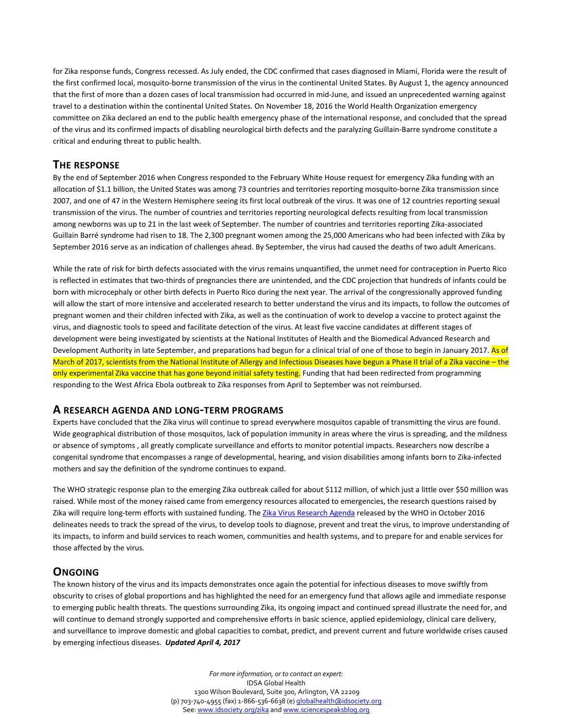for Zika response funds, Congress recessed. As July ended, the CDC confirmed that cases diagnosed in Miami, Florida were the result of the first confirmed local, mosquito-borne transmission of the virus in the continental United States. By August 1, the agency announced that the first of more than a dozen cases of local transmission had occurred in mid-June, and issued an unprecedented warning against travel to a destination within the continental United States. On November 18, 2016 the World Health Organization emergency committee on Zika declared an end to the public health emergency phase of the international response, and concluded that the spread of the virus and its confirmed impacts of disabling neurological birth defects and the paralyzing Guillain-Barre syndrome constitute a critical and enduring threat to public health.

## THE RESPONSE

By the end of September 2016 when Congress responded to the February White House request for emergency Zika funding with an allocation of $1.1 billion, the United States was among 73 countries and territories reporting mosquito-borne Zika transmission since 2007, and one of 47 in the Western Hemisphere seeing its first local outbreak of the virus. It was one of 12 countries reporting sexual transmission of the virus. The number of countries and territories reporting neurological defects resulting from local transmission among newborns was up to 21 in the last week of September. The number of countries and territories reporting Zika-associated Guillain Barré syndrome had risen to 18. The 2,300 pregnant women among the 25,000 Americans who had been infected with Zika by September 2016 serve as an indication of challenges ahead. By September, the virus had caused the deaths of two adult Americans.

While the rate of risk for birth defects associated with the virus remains unquantified, the unmet need for contraception in Puerto Rico is reflected in estimates that two-thirds of pregnancies there are unintended, and the CDC projection that hundreds of infants could be born with microcephaly or other birth defects in Puerto Rico during the next year. The arrival of the congressionally approved funding will allow the start of more intensive and accelerated research to better understand the virus and its impacts, to follow the outcomes of pregnant women and their children infected with Zika, as well as the continuation of work to develop a vaccine to protect against the virus, and diagnostic tools to speed and facilitate detection of the virus. At least five vaccine candidates at different stages of development were being investigated by scientists at the National Institutes of Health and the Biomedical Advanced Research and Development Authority in late September, and preparations had begun for a clinical trial of one of those to begin in January 2017. As of March of 2017, scientists from the National Institute of Allergy and Infectious Diseases have begun a Phase II trial of a Zika vaccine – the only experimental Zika vaccine that has gone beyond initial safety testing. Funding that had been redirected from programming responding to the West Africa Ebola outbreak to Zika responses from April to September was not reimbursed.

## A RESEARCH AGENDA AND LONG-TERM PROGRAMS

Experts have concluded that the Zika virus will continue to spread everywhere mosquitos capable of transmitting the virus are found. Wide geographical distribution of those mosquitos, lack of population immunity in areas where the virus is spreading, and the mildness or absence of symptoms , all greatly complicate surveillance and efforts to monitor potential impacts. Researchers now describe a congenital syndrome that encompasses a range of developmental, hearing, and vision disabilities among infants born to Zika-infected mothers and say the definition of the syndrome continues to expand.

The WHO strategic response plan to the emerging Zika outbreak called for about $112 million, of which just a little over $50 million was raised. While most of the money raised came from emergency resources allocated to emergencies, the research questions raised by Zika will require long-term efforts with sustained funding. The Zika Virus Research Agenda released by the WHO in October 2016 delineates needs to track the spread of the virus, to develop tools to diagnose, prevent and treat the virus, to improve understanding of its impacts, to inform and build services to reach women, communities and health systems, and to prepare for and enable services for those affected by the virus.

## ONGOING

The known history of the virus and its impacts demonstrates once again the potential for infectious diseases to move swiftly from obscurity to crises of global proportions and has highlighted the need for an emergency fund that allows agile and immediate response to emerging public health threats. The questions surrounding Zika, its ongoing impact and continued spread illustrate the need for, and will continue to demand strongly supported and comprehensive efforts in basic science, applied epidemiology, clinical care delivery, and surveillance to improve domestic and global capacities to combat, predict, and prevent current and future worldwide crises caused by emerging infectious diseases. ***Updated April 4, 2017***

*For more information, or to contact an expert:*
IDSA Global Health
1300 Wilson Boulevard, Suite 300, Arlington, VA 22209
(p) 703-740-4955 (fax) 1-866-536-6638 (e) globalhealth@idsociety.org
See: www.idsociety.org/zika and www.sciencespeaksblog.org